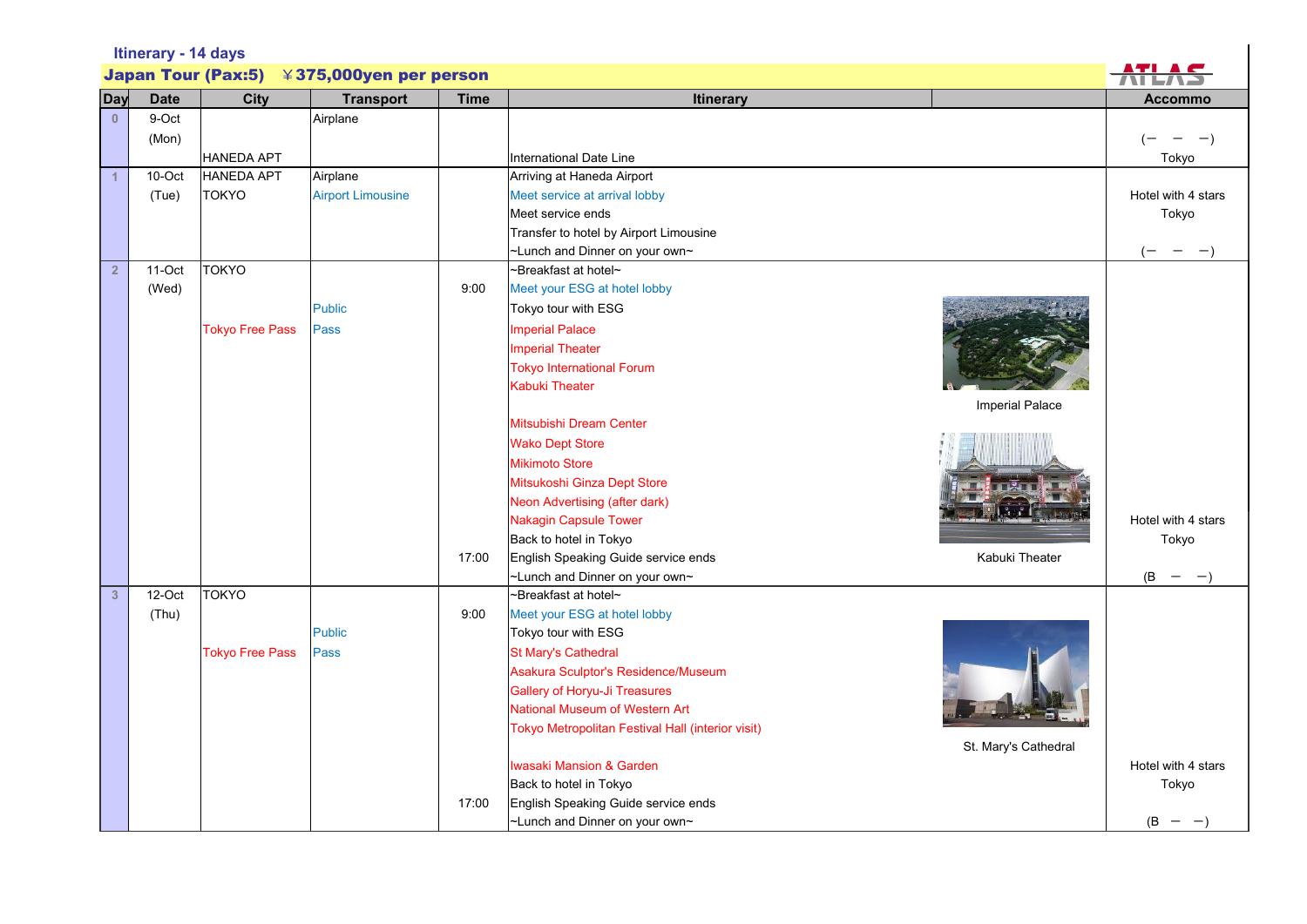Itinerary - 14 days

**Japan Tour (Pax:5)　￥375,000yen per person**

ATLAS

| Day | Date | City | Transport | Time | Itinerary | | Accommo |
|---|---|---|---|---|---|---|---|
| 0 | 9-Oct (Mon) | HANEDA APT | Airplane | | International Date Line | | (ー　ー　ー) Tokyo |
| 1 | 10-Oct (Tue) | HANEDA APT TOKYO | Airplane Airport Limousine | | Arriving at Haneda Airport<br>Meet service at arrival lobby<br>Meet service ends<br>Transfer to hotel by Airport Limousine<br>~Lunch and Dinner on your own~ | | Hotel with 4 stars Tokyo (ー　ー　ー) |
| 2 | 11-Oct (Wed) | TOKYO<br>Tokyo Free Pass | Public Pass | 9:00<br><br>17:00 | ~Breakfast at hotel~<br>Meet your ESG at hotel lobby<br>Tokyo tour with ESG<br>Imperial Palace<br>Imperial Theater<br>Tokyo International Forum<br>Kabuki Theater<br>Mitsubishi Dream Center<br>Wako Dept Store<br>Mikimoto Store<br>Mitsukoshi Ginza Dept Store<br>Neon Advertising (after dark)<br>Nakagin Capsule Tower<br>Back to hotel in Tokyo<br>English Speaking Guide service ends<br>~Lunch and Dinner on your own~ | Imperial Palace<br>Kabuki Theater | Hotel with 4 stars Tokyo (B　ー　ー) |
| 3 | 12-Oct (Thu) | TOKYO<br>Tokyo Free Pass | Public Pass | 9:00<br><br>17:00 | ~Breakfast at hotel~<br>Meet your ESG at hotel lobby<br>Tokyo tour with ESG<br>St Mary's Cathedral<br>Asakura Sculptor's Residence/Museum<br>Gallery of Horyu-Ji Treasures<br>National Museum of Western Art<br>Tokyo Metropolitan Festival Hall (interior visit)<br>Iwasaki Mansion & Garden<br>Back to hotel in Tokyo<br>English Speaking Guide service ends<br>~Lunch and Dinner on your own~ | St. Mary's Cathedral | Hotel with 4 stars Tokyo (B　ー　ー) |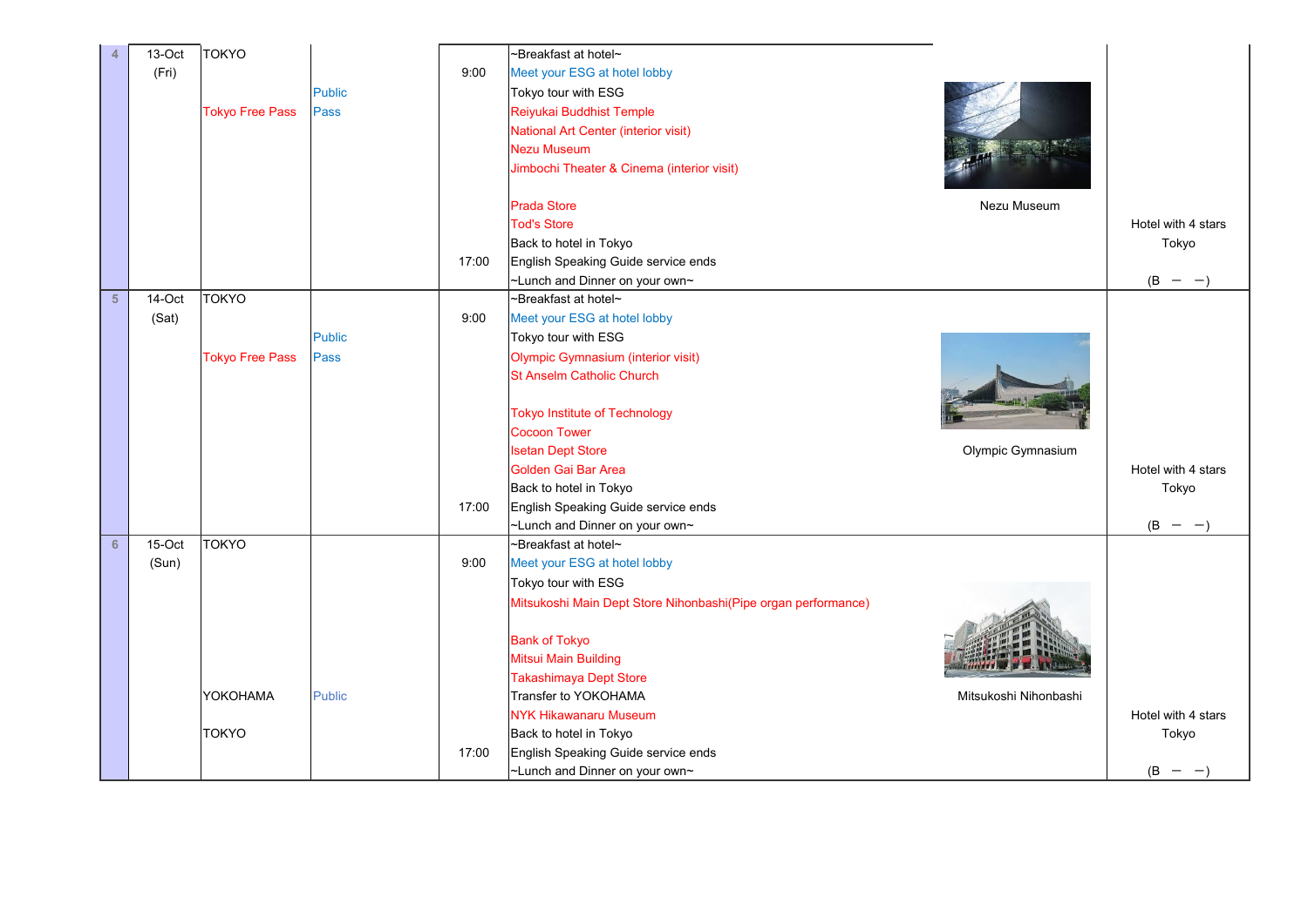| Day | Date | Location | Transport | Time | Itinerary | Photo | Accommodation |
|---|---|---|---|---|---|---|---|
| 4 | 13-Oct (Fri) | TOKYO<br><br>Tokyo Free Pass | Public Pass | 9:00<br><br><br><br><br><br><br><br><br><br>17:00 | ~Breakfast at hotel~<br>Meet your ESG at hotel lobby<br>Tokyo tour with ESG<br>Reiyukai Buddhist Temple<br>National Art Center (interior visit)<br>Nezu Museum<br>Jimbochi Theater & Cinema (interior visit)<br><br>Prada Store<br>Tod's Store<br>Back to hotel in Tokyo<br>English Speaking Guide service ends<br>~Lunch and Dinner on your own~ | Nezu Museum | Hotel with 4 stars<br>Tokyo<br><br>(B － －) |
| 5 | 14-Oct (Sat) | TOKYO<br><br>Tokyo Free Pass | Public Pass | 9:00<br><br><br><br><br><br><br><br><br><br>17:00 | ~Breakfast at hotel~<br>Meet your ESG at hotel lobby<br>Tokyo tour with ESG<br>Olympic Gymnasium (interior visit)<br>St Anselm Catholic Church<br><br>Tokyo Institute of Technology<br>Cocoon Tower<br>Isetan Dept Store<br>Golden Gai Bar Area<br>Back to hotel in Tokyo<br>English Speaking Guide service ends<br>~Lunch and Dinner on your own~ | Olympic Gymnasium | Hotel with 4 stars<br>Tokyo<br><br>(B － －) |
| 6 | 15-Oct (Sun) | TOKYO<br><br><br><br><br><br><br><br>YOKOHAMA<br><br>TOKYO | <br><br><br><br><br><br><br><br>Public | 9:00<br><br><br><br><br><br><br><br><br><br><br>17:00 | ~Breakfast at hotel~<br>Meet your ESG at hotel lobby<br>Tokyo tour with ESG<br>Mitsukoshi Main Dept Store Nihonbashi(Pipe organ performance)<br><br>Bank of Tokyo<br>Mitsui Main Building<br>Takashimaya Dept Store<br>Transfer to YOKOHAMA<br>NYK Hikawanaru Museum<br>Back to hotel in Tokyo<br>English Speaking Guide service ends<br>~Lunch and Dinner on your own~ | Mitsukoshi Nihonbashi | Hotel with 4 stars<br>Tokyo<br><br>(B － －) |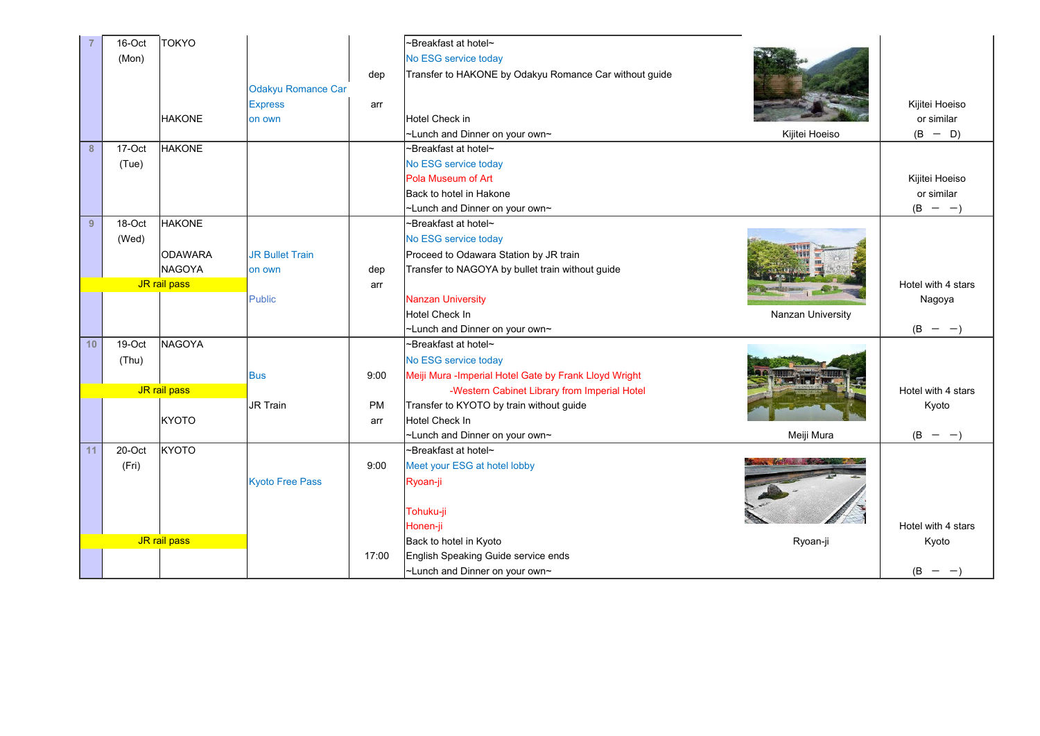| Day | Date | City | Transport | Time | Itinerary | Photo | Hotel |
|---|---|---|---|---|---|---|---|
| 7 | 16-Oct (Mon) | TOKYO<br><br>HAKONE | Odakyu Romance Car Express on own | dep<br><br>arr | ~Breakfast at hotel~<br>No ESG service today<br>Transfer to HAKONE by Odakyu Romance Car without guide<br><br>Hotel Check in<br>~Lunch and Dinner on your own~ | Kijitei Hoeiso | Kijitei Hoeiso or similar (B ー D) |
| 8 | 17-Oct (Tue) | HAKONE | | | ~Breakfast at hotel~<br>No ESG service today<br>Pola Museum of Art<br>Back to hotel in Hakone<br>~Lunch and Dinner on your own~ | | Kijitei Hoeiso or similar (B ー ー) |
| 9 | 18-Oct (Wed) | HAKONE<br><br>ODAWARA<br>NAGOYA<br>JR rail pass | JR Bullet Train on own<br><br>Public | dep<br>arr | ~Breakfast at hotel~<br>No ESG service today<br>Proceed to Odawara Station by JR train<br>Transfer to NAGOYA by bullet train without guide<br><br>Nanzan University<br>Hotel Check In<br>~Lunch and Dinner on your own~ | Nanzan University | Hotel with 4 stars Nagoya (B ー ー) |
| 10 | 19-Oct (Thu) | NAGOYA<br><br>JR rail pass<br><br>KYOTO | Bus<br><br>JR Train | 9:00<br><br>PM<br>arr | ~Breakfast at hotel~<br>No ESG service today<br>Meiji Mura -Imperial Hotel Gate by Frank Lloyd Wright<br>-Western Cabinet Library from Imperial Hotel<br>Transfer to KYOTO by train without guide<br>Hotel Check In<br>~Lunch and Dinner on your own~ | Meiji Mura | Hotel with 4 stars Kyoto (B ー ー) |
| 11 | 20-Oct (Fri) | KYOTO<br><br>JR rail pass | Kyoto Free Pass | 9:00<br><br>17:00 | ~Breakfast at hotel~<br>Meet your ESG at hotel lobby<br>Ryoan-ji<br><br>Tohuku-ji<br>Honen-ji<br>Back to hotel in Kyoto<br>English Speaking Guide service ends<br>~Lunch and Dinner on your own~ | Ryoan-ji | Hotel with 4 stars Kyoto (B ー ー) |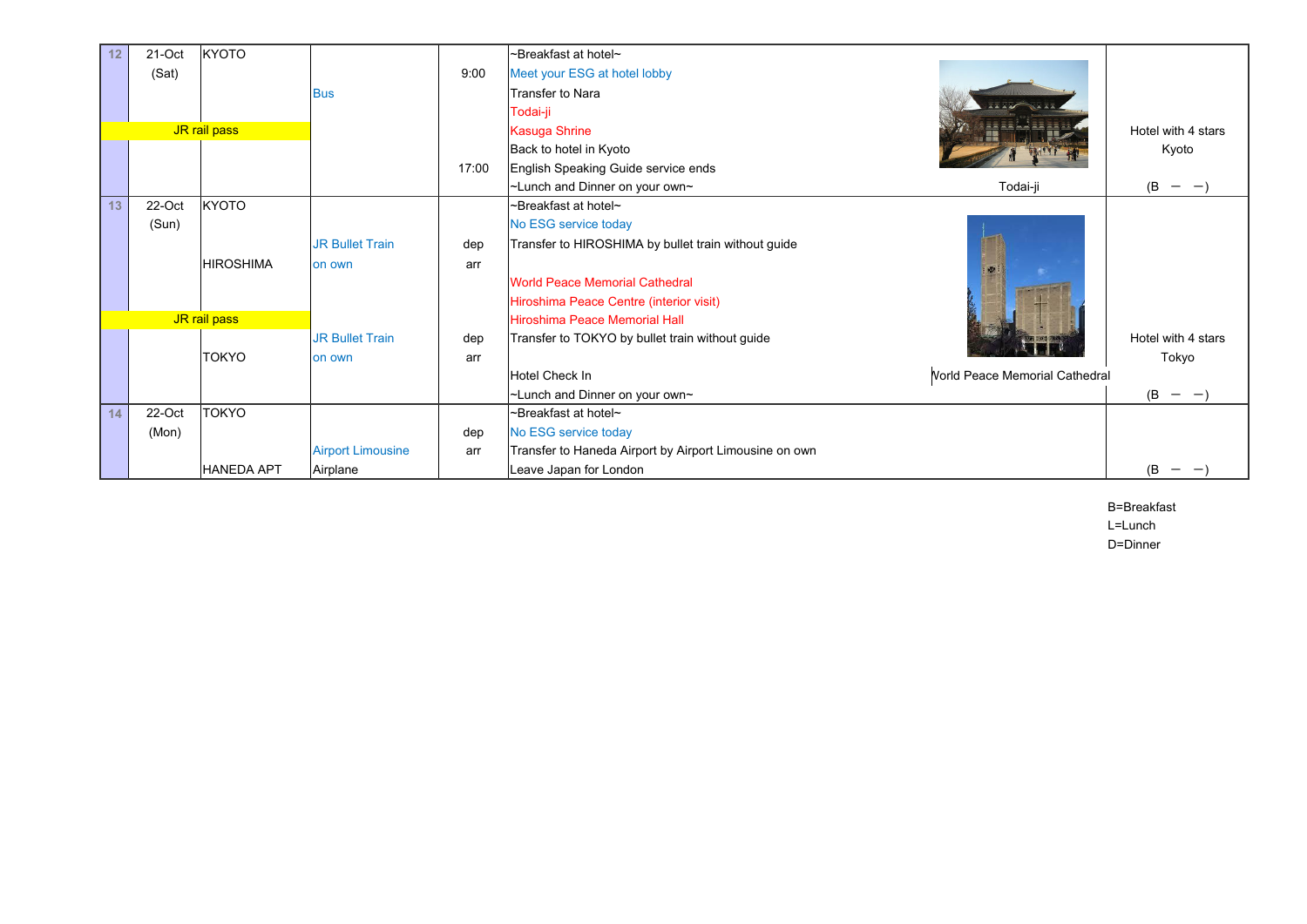| | | | | | | | |
|---|---|---|---|---|---|---|---|
| 12 | 21-Oct<br>(Sat) | KYOTO | | 9:00 | ~Breakfast at hotel~<br>Meet your ESG at hotel lobby | | |
| | | | Bus | | Transfer to Nara<br>Todai-ji | | |
| | JR rail pass | | | | Kasuga Shrine<br>Back to hotel in Kyoto | | Hotel with 4 stars<br>Kyoto |
| | | | | 17:00 | English Speaking Guide service ends<br>~Lunch and Dinner on your own~ | Todai-ji | (B − −) |
| 13 | 22-Oct<br>(Sun) | KYOTO | | | ~Breakfast at hotel~<br>No ESG service today | | |
| | | HIROSHIMA | JR Bullet Train<br>on own | dep<br>arr | Transfer to HIROSHIMA by bullet train without guide | | |
| | | | | | World Peace Memorial Cathedral<br>Hiroshima Peace Centre (interior visit) | | |
| | JR rail pass | | | | Hiroshima Peace Memorial Hall | | |
| | | TOKYO | JR Bullet Train<br>on own | dep<br>arr | Transfer to TOKYO by bullet train without guide | | Hotel with 4 stars<br>Tokyo |
| | | | | | Hotel Check In<br>~Lunch and Dinner on your own~ | World Peace Memorial Cathedral | (B − −) |
| 14 | 22-Oct<br>(Mon) | TOKYO | | dep | ~Breakfast at hotel~<br>No ESG service today | | |
| | | HANEDA APT | Airport Limousine<br>Airplane | arr | Transfer to Haneda Airport by Airport Limousine on own<br>Leave Japan for London | | (B − −) |

B=Breakfast
L=Lunch
D=Dinner